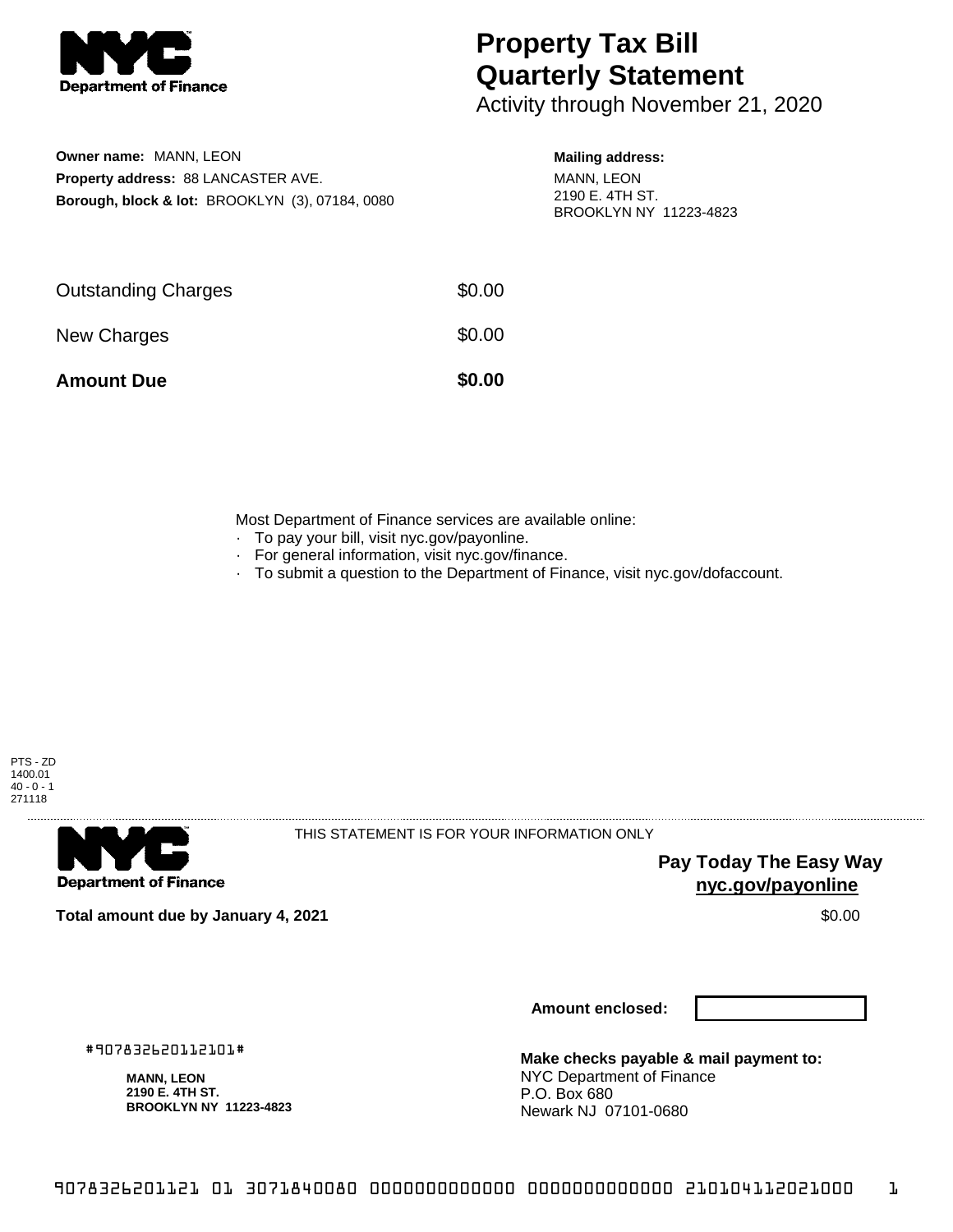Department of Finance

# Property Tax Bill Quarterly Statement

Activity through November 21, 2020

**Owner name:** MANN, LEON
**Property address:** 88 LANCASTER AVE.
**Borough, block & lot:** BROOKLYN (3), 07184, 0080

**Mailing address:**
MANN, LEON
2190 E. 4TH ST.
BROOKLYN NY 11223-4823

| | |
|---|---|
| Outstanding Charges | $0.00 |
| New Charges | $0.00 |
| **Amount Due** | **$0.00** |

Most Department of Finance services are available online:

- To pay your bill, visit nyc.gov/payonline.
- For general information, visit nyc.gov/finance.
- To submit a question to the Department of Finance, visit nyc.gov/dofaccount.

PTS - ZD
1400.01
40 - 0 - 1
271118

Department of Finance

THIS STATEMENT IS FOR YOUR INFORMATION ONLY

**Pay Today The Easy Way**
**nyc.gov/payonline**

**Total amount due by January 4, 2021** $0.00

**Amount enclosed:**

#907832620112101#

**MANN, LEON**
**2190 E. 4TH ST.**
**BROOKLYN NY 11223-4823**

**Make checks payable & mail payment to:**
NYC Department of Finance
P.O. Box 680
Newark NJ 07101-0680

9078326201121 01 3071840080 0000000000000 0000000000000 210104112021000 1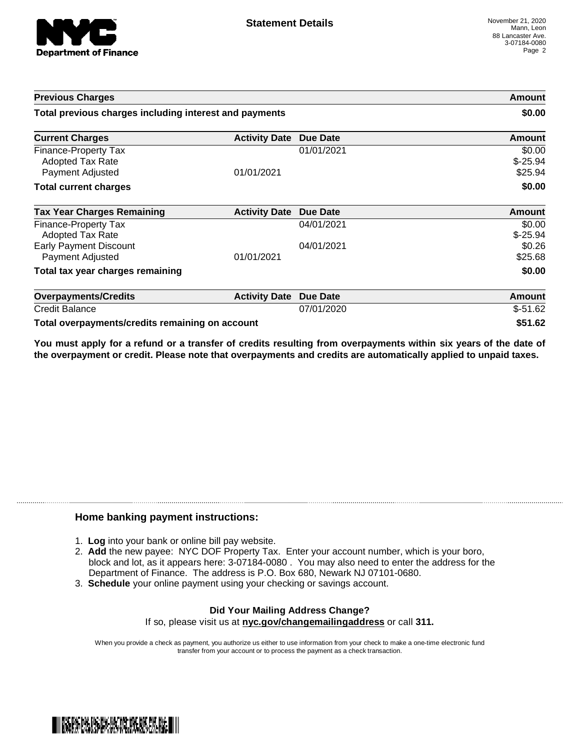**NYC Department of Finance**

## Statement Details

November 21, 2020
Mann, Leon
88 Lancaster Ave.
3-07184-0080
Page 2

| Previous Charges | | | Amount |
|---|---|---|---|
| **Total previous charges including interest and payments** | | | **$0.00** |

| Current Charges | Activity Date | Due Date | Amount |
|---|---|---|---|
| Finance-Property Tax | | 01/01/2021 | $0.00 |
| Adopted Tax Rate | | | $-25.94 |
| Payment Adjusted | 01/01/2021 | | $25.94 |
| **Total current charges** | | | **$0.00** |

| Tax Year Charges Remaining | Activity Date | Due Date | Amount |
|---|---|---|---|
| Finance-Property Tax | | 04/01/2021 | $0.00 |
| Adopted Tax Rate | | | $-25.94 |
| Early Payment Discount | | 04/01/2021 | $0.26 |
| Payment Adjusted | 01/01/2021 | | $25.68 |
| **Total tax year charges remaining** | | | **$0.00** |

| Overpayments/Credits | Activity Date | Due Date | Amount |
|---|---|---|---|
| Credit Balance | | 07/01/2020 | $-51.62 |
| **Total overpayments/credits remaining on account** | | | **$51.62** |

**You must apply for a refund or a transfer of credits resulting from overpayments within six years of the date of the overpayment or credit. Please note that overpayments and credits are automatically applied to unpaid taxes.**

### Home banking payment instructions:

1. **Log** into your bank or online bill pay website.
2. **Add** the new payee: NYC DOF Property Tax. Enter your account number, which is your boro, block and lot, as it appears here: 3-07184-0080 . You may also need to enter the address for the Department of Finance. The address is P.O. Box 680, Newark NJ 07101-0680.
3. **Schedule** your online payment using your checking or savings account.

**Did Your Mailing Address Change?**
If so, please visit us at **nyc.gov/changemailingaddress** or call **311.**

When you provide a check as payment, you authorize us either to use information from your check to make a one-time electronic fund transfer from your account or to process the payment as a check transaction.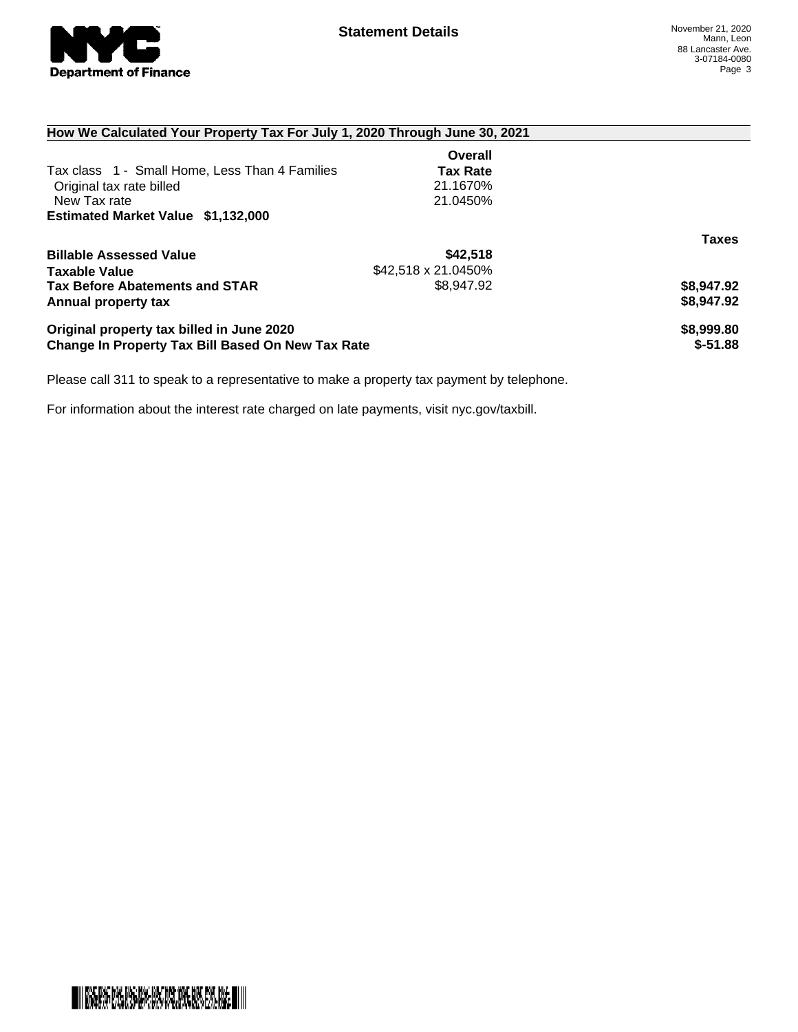## How We Calculated Your Property Tax For July 1, 2020 Through June 30, 2021

| | Overall Tax Rate | |
|---|---|---|
| Tax class 1 - Small Home, Less Than 4 Families | | |
| Original tax rate billed | 21.1670% | |
| New Tax rate | 21.0450% | |
| **Estimated Market Value $1,132,000** | | |
| | | **Taxes** |
| **Billable Assessed Value** | **$42,518** | |
| **Taxable Value** | $42,518 x 21.0450% | |
| **Tax Before Abatements and STAR** | $8,947.92 | **$8,947.92** |
| **Annual property tax** | | **$8,947.92** |
| **Original property tax billed in June 2020** | | **$8,999.80** |
| **Change In Property Tax Bill Based On New Tax Rate** | | **$-51.88** |

Please call 311 to speak to a representative to make a property tax payment by telephone.

For information about the interest rate charged on late payments, visit nyc.gov/taxbill.